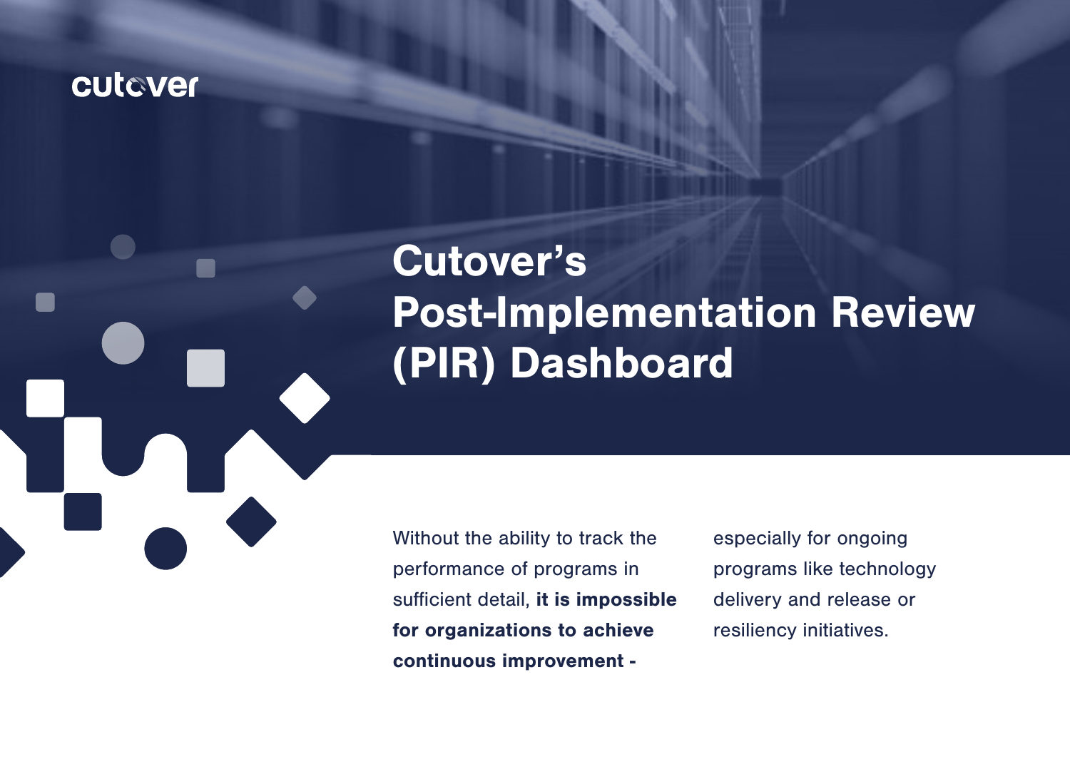cutover

# Cutover's Post-Implementation Review (PIR) Dashboard

Without the ability to track the performance of programs in sufficient detail, **it is impossible for organizations to achieve continuous improvement -** especially for ongoing programs like technology delivery and release or resiliency initiatives.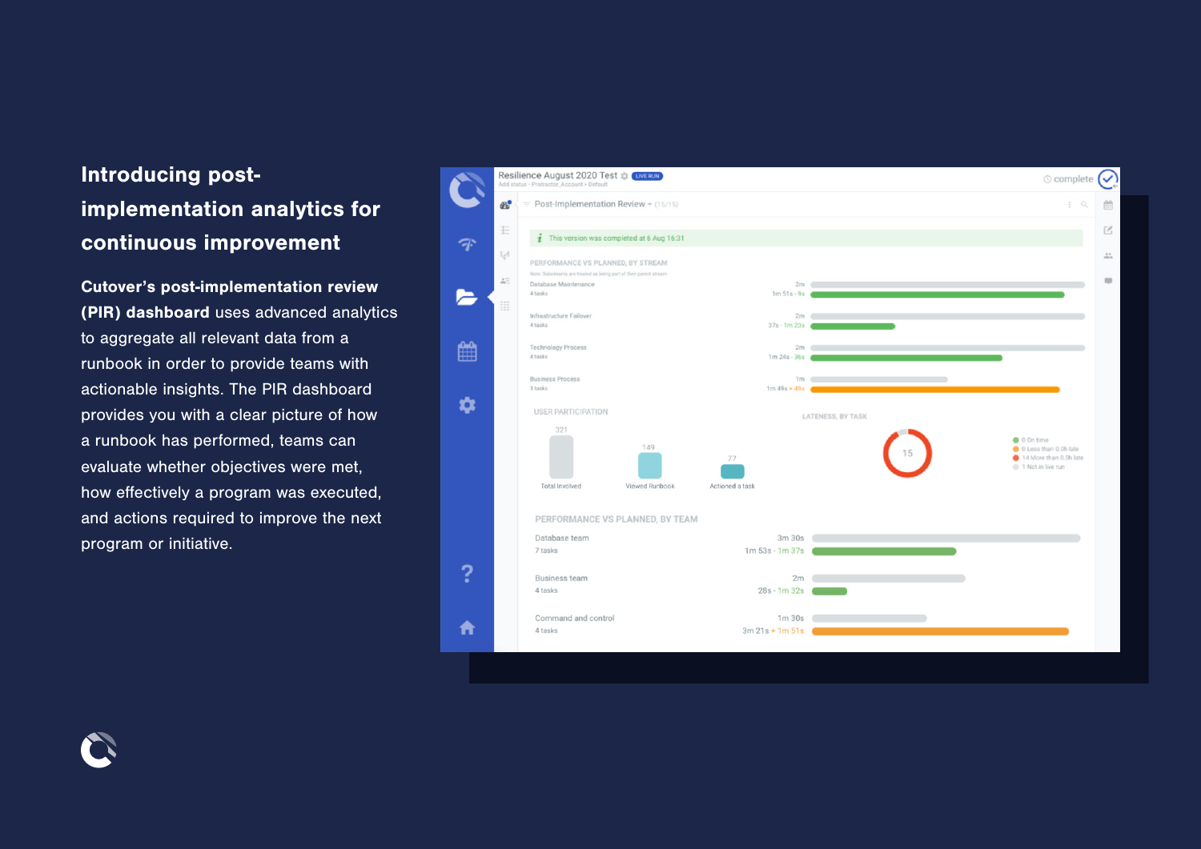# Introducing post-implementation analytics for continuous improvement

**Cutover's post-implementation review (PIR) dashboard** uses advanced analytics to aggregate all relevant data from a runbook in order to provide teams with actionable insights. The PIR dashboard provides you with a clear picture of how a runbook has performed, teams can evaluate whether objectives were met, how effectively a program was executed, and actions required to improve the next program or initiative.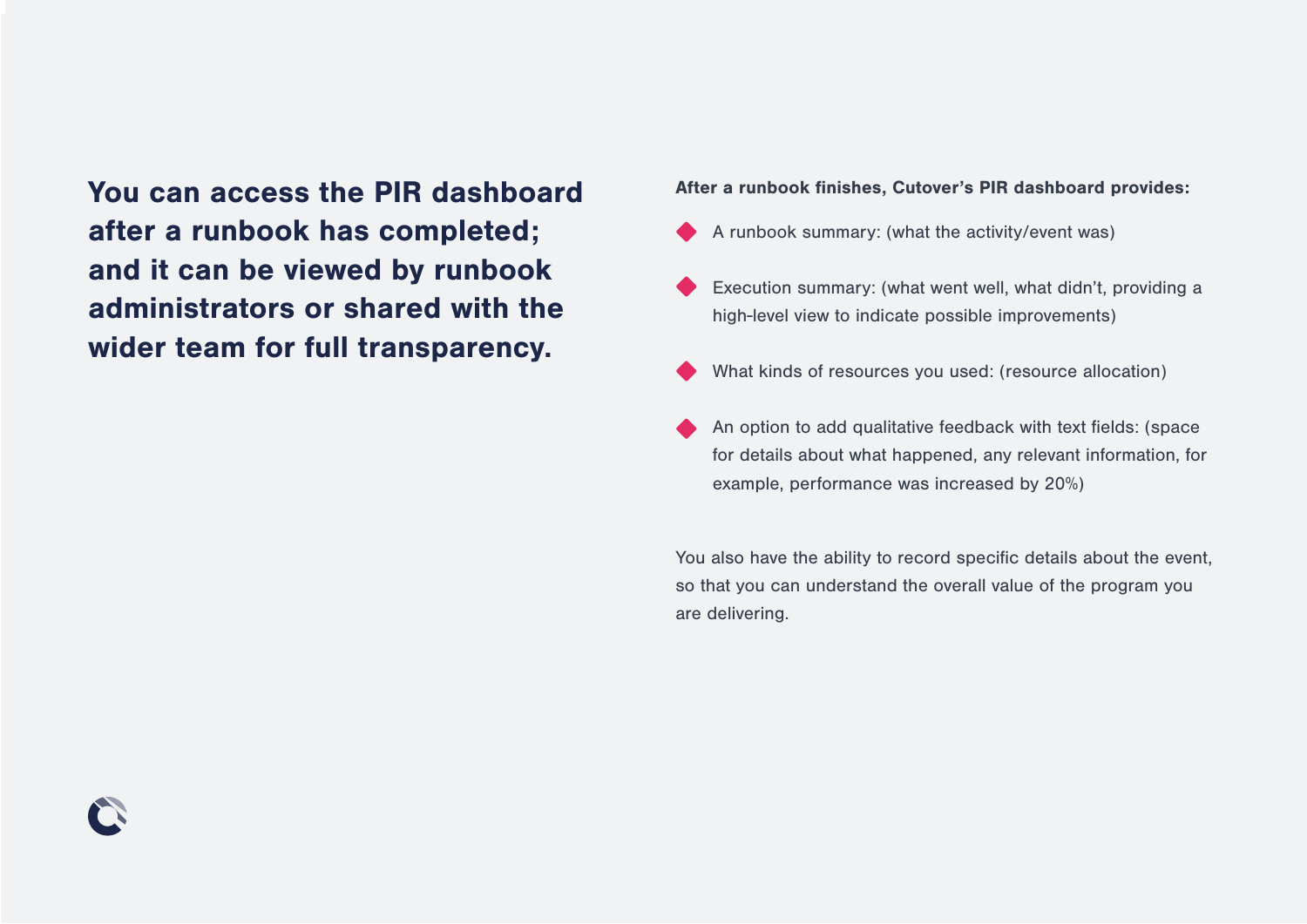**You can access the PIR dashboard after a runbook has completed; and it can be viewed by runbook administrators or shared with the wider team for full transparency.**

**After a runbook finishes, Cutover's PIR dashboard provides:**

- A runbook summary: (what the activity/event was)
- Execution summary: (what went well, what didn't, providing a high-level view to indicate possible improvements)
- What kinds of resources you used: (resource allocation)
- An option to add qualitative feedback with text fields: (space for details about what happened, any relevant information, for example, performance was increased by 20%)

You also have the ability to record specific details about the event, so that you can understand the overall value of the program you are delivering.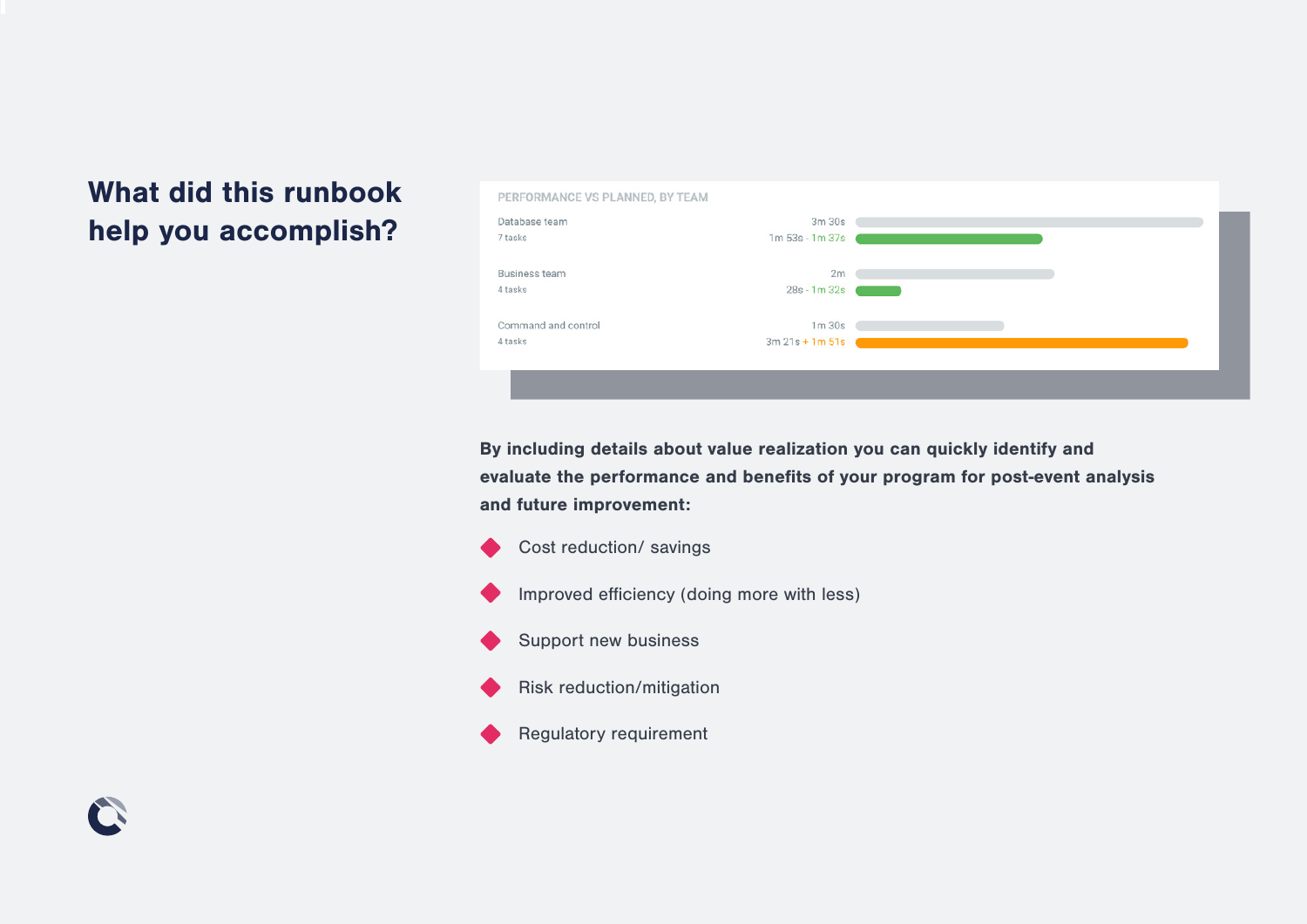# What did this runbook help you accomplish?

PERFORMANCE VS PLANNED, BY TEAM

| Team | Planned | Actual |
| --- | --- | --- |
| Database team (7 tasks) | 3m 30s | 1m 53s - 1m 37s |
| Business team (4 tasks) | 2m | 28s - 1m 32s |
| Command and control (4 tasks) | 1m 30s | 3m 21s + 1m 51s |

**By including details about value realization you can quickly identify and evaluate the performance and benefits of your program for post-event analysis and future improvement:**

- Cost reduction/ savings
- Improved efficiency (doing more with less)
- Support new business
- Risk reduction/mitigation
- Regulatory requirement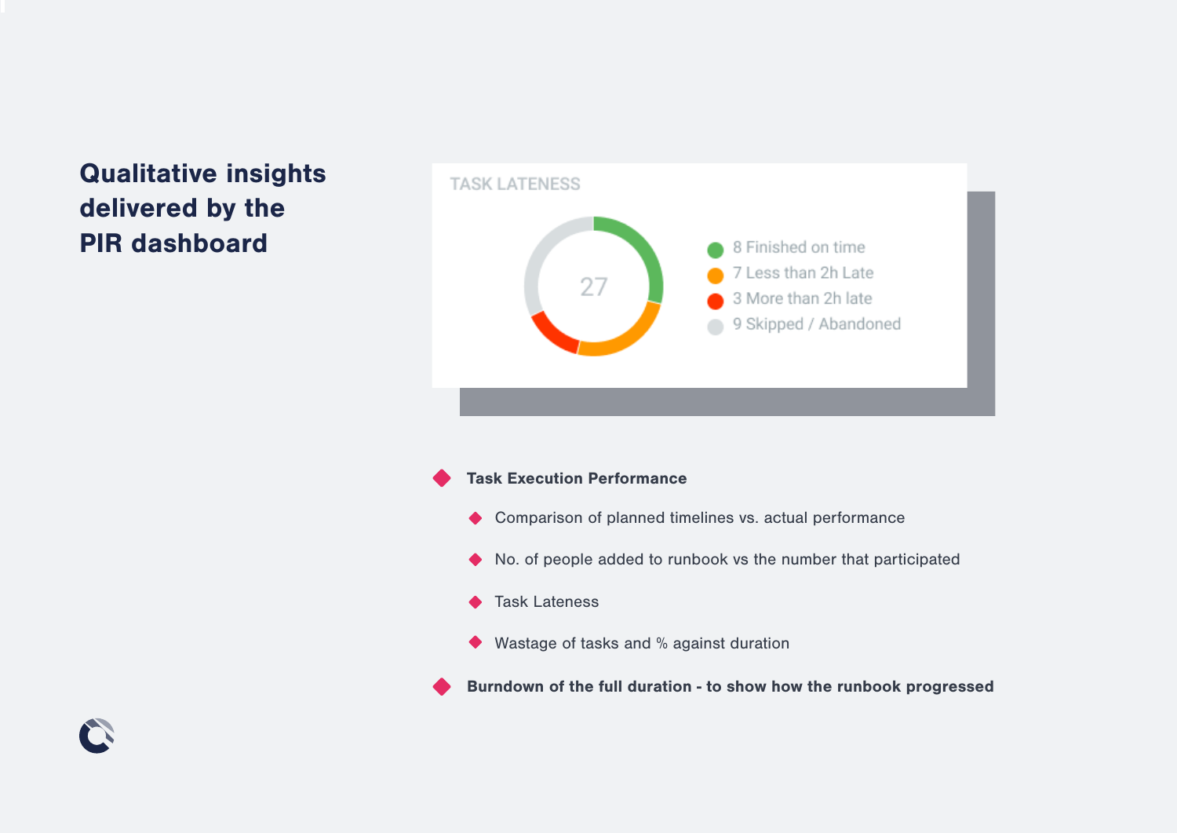# Qualitative insights delivered by the PIR dashboard

**TASK LATENESS**

27

- 8 Finished on time
- 7 Less than 2h Late
- 3 More than 2h late
- 9 Skipped / Abandoned

- **Task Execution Performance**
  - Comparison of planned timelines vs. actual performance
  - No. of people added to runbook vs the number that participated
  - Task Lateness
  - Wastage of tasks and % against duration
- **Burndown of the full duration - to show how the runbook progressed**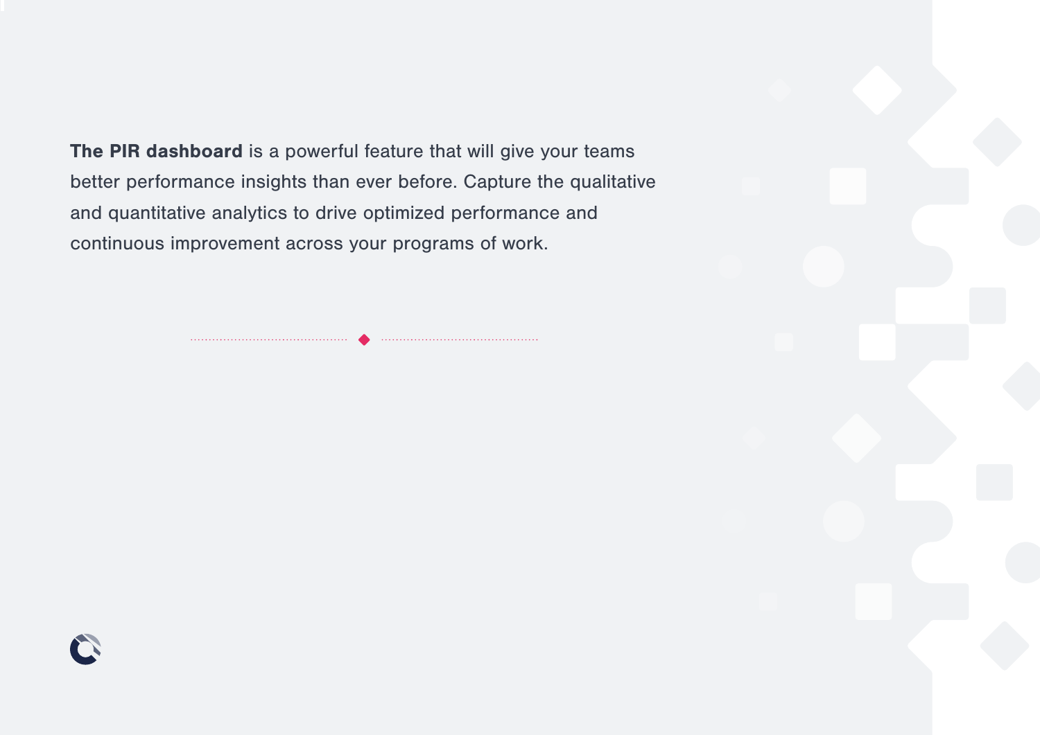**The PIR dashboard** is a powerful feature that will give your teams better performance insights than ever before. Capture the qualitative and quantitative analytics to drive optimized performance and continuous improvement across your programs of work.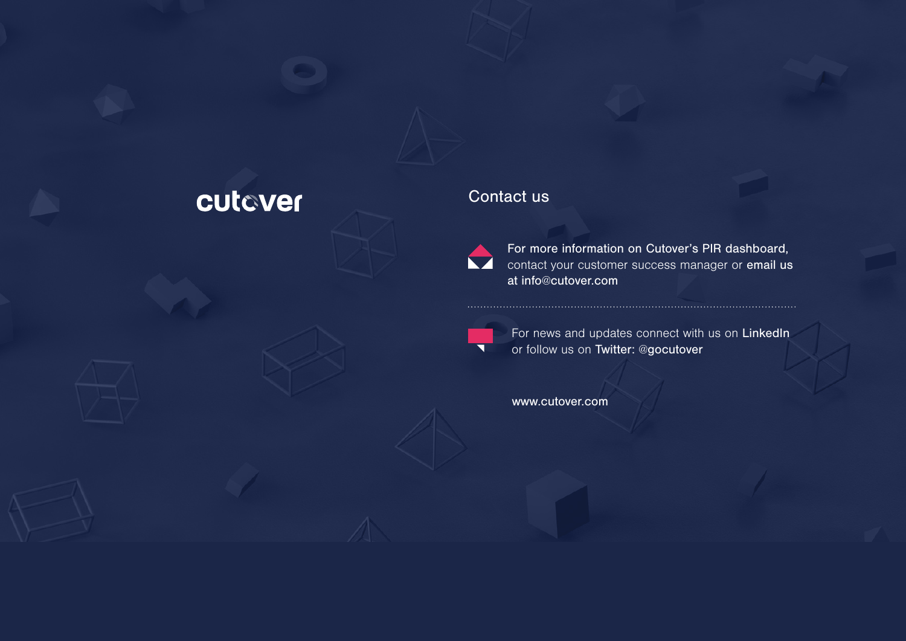cutover

## Contact us

For more information on Cutover's PIR dashboard, contact your customer success manager or email us at info@cutover.com

For news and updates connect with us on LinkedIn or follow us on Twitter: @gocutover

www.cutover.com